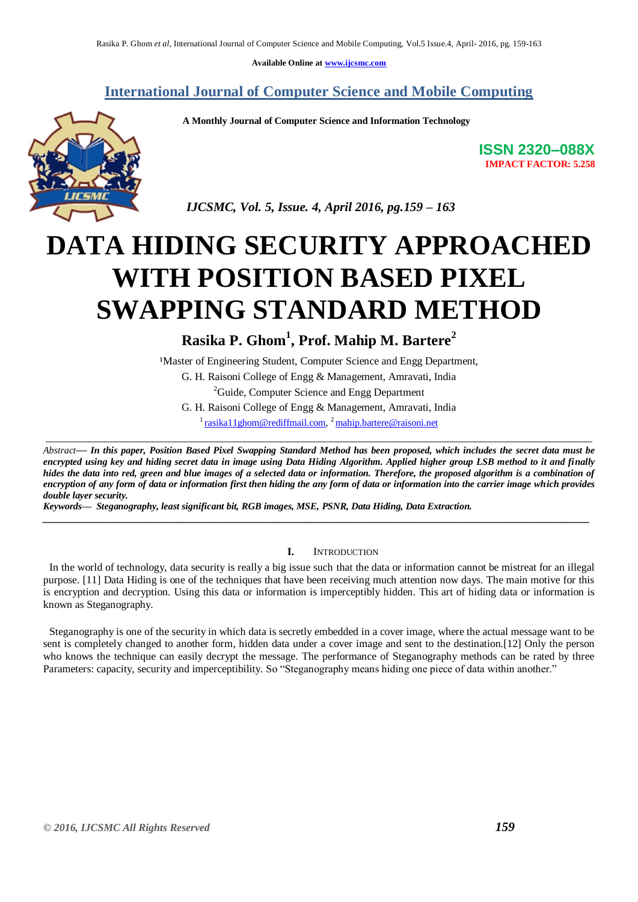Available Online at www.ijcsmc.com

## International Journal of Computer Science and Mobile Computing

**A Monthly Journal of Computer Science and Information Technology**

**ISSN 2320–088X**
**IMPACT FACTOR: 5.258**

*IJCSMC, Vol. 5, Issue. 4, April 2016, pg.159 – 163*

# DATA HIDING SECURITY APPROACHED WITH POSITION BASED PIXEL SWAPPING STANDARD METHOD

**Rasika P. Ghom[1], Prof. Mahip M. Bartere[2]**

[1]Master of Engineering Student, Computer Science and Engg Department,
G. H. Raisoni College of Engg & Management, Amravati, India
[2]Guide, Computer Science and Engg Department
G. H. Raisoni College of Engg & Management, Amravati, India
[1] rasika11ghom@rediffmail.com, [2] mahip.bartere@raisoni.net

---

*Abstract*— ***In this paper, Position Based Pixel Swapping Standard Method has been proposed, which includes the secret data must be encrypted using key and hiding secret data in image using Data Hiding Algorithm. Applied higher group LSB method to it and finally hides the data into red, green and blue images of a selected data or information. Therefore, the proposed algorithm is a combination of encryption of any form of data or information first then hiding the any form of data or information into the carrier image which provides double layer security.***

***Keywords***— ***Steganography, least significant bit, RGB images, MSE, PSNR, Data Hiding, Data Extraction.***

---

## I. Introduction

In the world of technology, data security is really a big issue such that the data or information cannot be mistreat for an illegal purpose. [11] Data Hiding is one of the techniques that have been receiving much attention now days. The main motive for this is encryption and decryption. Using this data or information is imperceptibly hidden. This art of hiding data or information is known as Steganography.

Steganography is one of the security in which data is secretly embedded in a cover image, where the actual message want to be sent is completely changed to another form, hidden data under a cover image and sent to the destination.[12] Only the person who knows the technique can easily decrypt the message. The performance of Steganography methods can be rated by three Parameters: capacity, security and imperceptibility. So "Steganography means hiding one piece of data within another."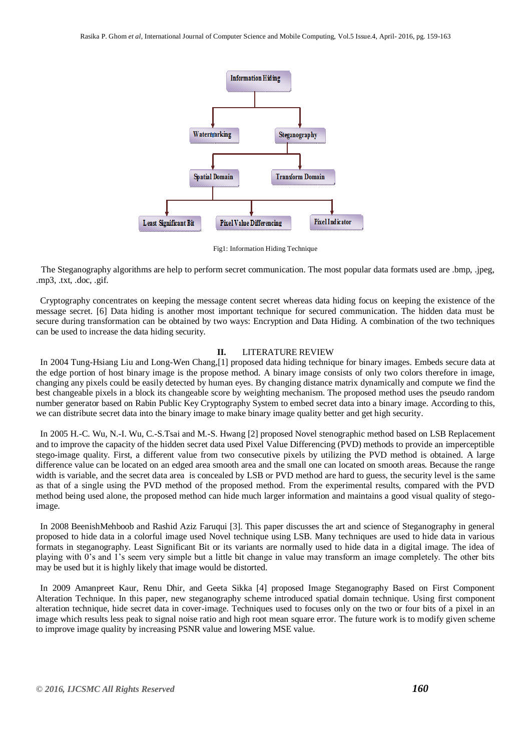Fig1: Information Hiding Technique

The Steganography algorithms are help to perform secret communication. The most popular data formats used are .bmp, .jpeg, .mp3, .txt, .doc, .gif.

Cryptography concentrates on keeping the message content secret whereas data hiding focus on keeping the existence of the message secret. [6] Data hiding is another most important technique for secured communication. The hidden data must be secure during transformation can be obtained by two ways: Encryption and Data Hiding. A combination of the two techniques can be used to increase the data hiding security.

## II. LITERATURE REVIEW

In 2004 Tung-Hsiang Liu and Long-Wen Chang,[1] proposed data hiding technique for binary images. Embeds secure data at the edge portion of host binary image is the propose method. A binary image consists of only two colors therefore in image, changing any pixels could be easily detected by human eyes. By changing distance matrix dynamically and compute we find the best changeable pixels in a block its changeable score by weighting mechanism. The proposed method uses the pseudo random number generator based on Rabin Public Key Cryptography System to embed secret data into a binary image. According to this, we can distribute secret data into the binary image to make binary image quality better and get high security.

In 2005 H.-C. Wu, N.-I. Wu, C.-S.Tsai and M.-S. Hwang [2] proposed Novel stenographic method based on LSB Replacement and to improve the capacity of the hidden secret data used Pixel Value Differencing (PVD) methods to provide an imperceptible stego-image quality. First, a different value from two consecutive pixels by utilizing the PVD method is obtained. A large difference value can be located on an edged area smooth area and the small one can located on smooth areas. Because the range width is variable, and the secret data area is concealed by LSB or PVD method are hard to guess, the security level is the same as that of a single using the PVD method of the proposed method. From the experimental results, compared with the PVD method being used alone, the proposed method can hide much larger information and maintains a good visual quality of stego-image.

In 2008 BeenishMehboob and Rashid Aziz Faruqui [3]. This paper discusses the art and science of Steganography in general proposed to hide data in a colorful image used Novel technique using LSB. Many techniques are used to hide data in various formats in steganography. Least Significant Bit or its variants are normally used to hide data in a digital image. The idea of playing with 0's and 1's seem very simple but a little bit change in value may transform an image completely. The other bits may be used but it is highly likely that image would be distorted.

In 2009 Amanpreet Kaur, Renu Dhir, and Geeta Sikka [4] proposed Image Steganography Based on First Component Alteration Technique. In this paper, new steganography scheme introduced spatial domain technique. Using first component alteration technique, hide secret data in cover-image. Techniques used to focuses only on the two or four bits of a pixel in an image which results less peak to signal noise ratio and high root mean square error. The future work is to modify given scheme to improve image quality by increasing PSNR value and lowering MSE value.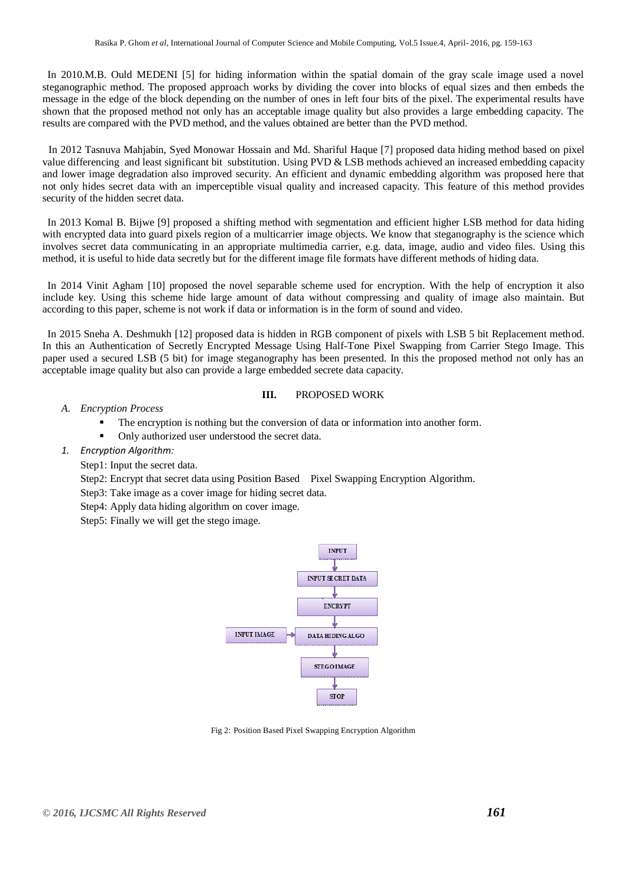In 2010.M.B. Ould MEDENI [5] for hiding information within the spatial domain of the gray scale image used a novel steganographic method. The proposed approach works by dividing the cover into blocks of equal sizes and then embeds the message in the edge of the block depending on the number of ones in left four bits of the pixel. The experimental results have shown that the proposed method not only has an acceptable image quality but also provides a large embedding capacity. The results are compared with the PVD method, and the values obtained are better than the PVD method.

In 2012 Tasnuva Mahjabin, Syed Monowar Hossain and Md. Shariful Haque [7] proposed data hiding method based on pixel value differencing and least significant bit substitution. Using PVD & LSB methods achieved an increased embedding capacity and lower image degradation also improved security. An efficient and dynamic embedding algorithm was proposed here that not only hides secret data with an imperceptible visual quality and increased capacity. This feature of this method provides security of the hidden secret data.

In 2013 Komal B. Bijwe [9] proposed a shifting method with segmentation and efficient higher LSB method for data hiding with encrypted data into guard pixels region of a multicarrier image objects. We know that steganography is the science which involves secret data communicating in an appropriate multimedia carrier, e.g. data, image, audio and video files. Using this method, it is useful to hide data secretly but for the different image file formats have different methods of hiding data.

In 2014 Vinit Agham [10] proposed the novel separable scheme used for encryption. With the help of encryption it also include key. Using this scheme hide large amount of data without compressing and quality of image also maintain. But according to this paper, scheme is not work if data or information is in the form of sound and video.

In 2015 Sneha A. Deshmukh [12] proposed data is hidden in RGB component of pixels with LSB 5 bit Replacement method. In this an Authentication of Secretly Encrypted Message Using Half-Tone Pixel Swapping from Carrier Stego Image. This paper used a secured LSB (5 bit) for image steganography has been presented. In this the proposed method not only has an acceptable image quality but also can provide a large embedded secrete data capacity.

## III. PROPOSED WORK

### A. *Encryption Process*

- The encryption is nothing but the conversion of data or information into another form.
- Only authorized user understood the secret data.

#### 1. *Encryption Algorithm:*

Step1: Input the secret data.

Step2: Encrypt that secret data using Position Based Pixel Swapping Encryption Algorithm.

Step3: Take image as a cover image for hiding secret data.

Step4: Apply data hiding algorithm on cover image.

Step5: Finally we will get the stego image.

INPUT → INPUT SECRET DATA → ENCRYPT → DATA HIDING ALGO (← INPUT IMAGE) → STEGO IMAGE → STOP

Fig 2: Position Based Pixel Swapping Encryption Algorithm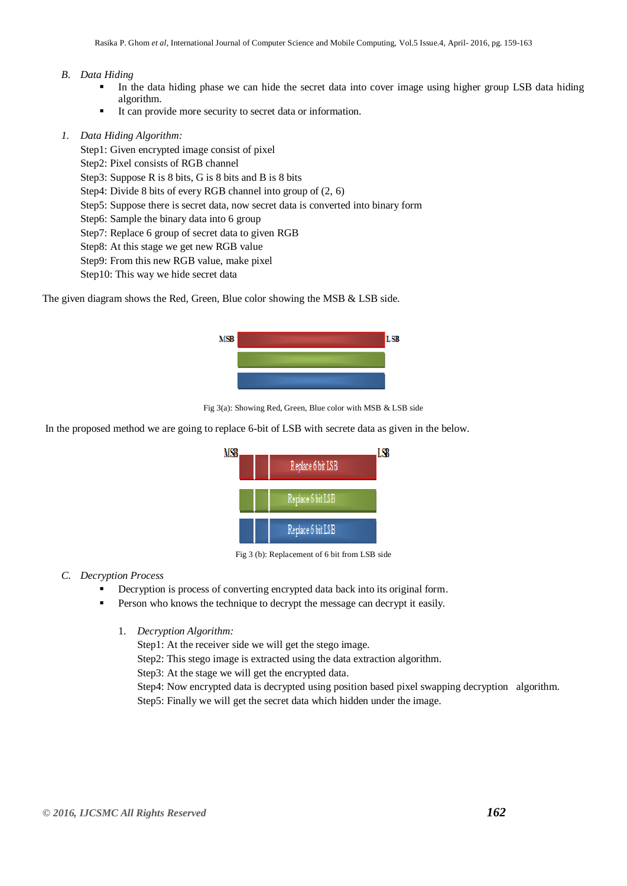*B. Data Hiding*

- In the data hiding phase we can hide the secret data into cover image using higher group LSB data hiding algorithm.
- It can provide more security to secret data or information.

*1. Data Hiding Algorithm:*

Step1: Given encrypted image consist of pixel
Step2: Pixel consists of RGB channel
Step3: Suppose R is 8 bits, G is 8 bits and B is 8 bits
Step4: Divide 8 bits of every RGB channel into group of (2, 6)
Step5: Suppose there is secret data, now secret data is converted into binary form
Step6: Sample the binary data into 6 group
Step7: Replace 6 group of secret data to given RGB
Step8: At this stage we get new RGB value
Step9: From this new RGB value, make pixel
Step10: This way we hide secret data

The given diagram shows the Red, Green, Blue color showing the MSB & LSB side.

MSB LSB

Fig 3(a): Showing Red, Green, Blue color with MSB & LSB side

In the proposed method we are going to replace 6-bit of LSB with secrete data as given in the below.

MSB LSB

Replace 6 bit LSB

Replace 6 bit LSB

Replace 6 bit LSB

Fig 3 (b): Replacement of 6 bit from LSB side

*C. Decryption Process*

- Decryption is process of converting encrypted data back into its original form.
- Person who knows the technique to decrypt the message can decrypt it easily.

1. *Decryption Algorithm:*

Step1: At the receiver side we will get the stego image.
Step2: This stego image is extracted using the data extraction algorithm.
Step3: At the stage we will get the encrypted data.
Step4: Now encrypted data is decrypted using position based pixel swapping decryption algorithm.
Step5: Finally we will get the secret data which hidden under the image.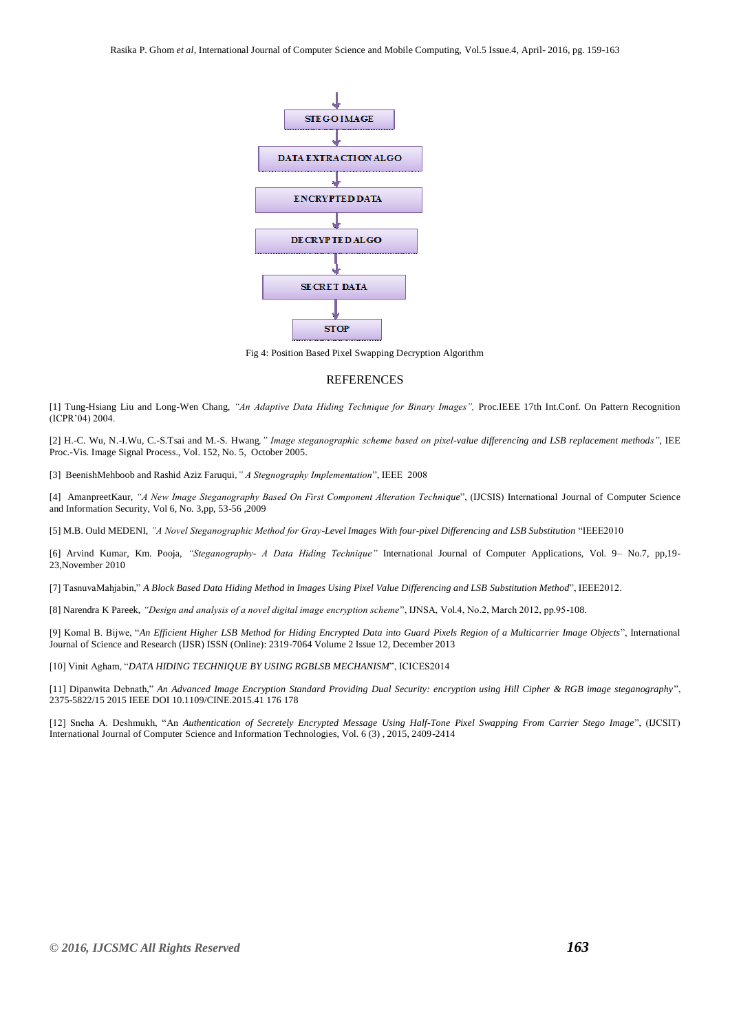STEGO IMAGE

DATA EXTRACTION ALGO

ENCRYPTED DATA

DECRYPTED ALGO

SECRET DATA

STOP

Fig 4: Position Based Pixel Swapping Decryption Algorithm

## REFERENCES

[1] Tung-Hsiang Liu and Long-Wen Chang, *"An Adaptive Data Hiding Technique for Binary Images",* Proc.IEEE 17th Int.Conf. On Pattern Recognition (ICPR'04) 2004.

[2] H.-C. Wu, N.-I.Wu, C.-S.Tsai and M.-S. Hwang*," Image steganographic scheme based on pixel-value differencing and LSB replacement methods"*, IEE Proc.-Vis. Image Signal Process., Vol. 152, No. 5, October 2005.

[3] BeenishMehboob and Rashid Aziz Faruqui*," A Stegnography Implementation*", IEEE 2008

[4] AmanpreetKaur, *"A New Image Steganography Based On First Component Alteration Technique*", (IJCSIS) International Journal of Computer Science and Information Security, Vol 6, No. 3,pp, 53-56 ,2009

[5] M.B. Ould MEDENI, *"A Novel Steganographic Method for Gray-Level Images With four-pixel Differencing and LSB Substitution* "IEEE2010

[6] Arvind Kumar, Km. Pooja, *"Steganography- A Data Hiding Technique"* International Journal of Computer Applications, Vol. 9– No.7, pp,19-23,November 2010

[7] TasnuvaMahjabin," *A Block Based Data Hiding Method in Images Using Pixel Value Differencing and LSB Substitution Method*", IEEE2012.

[8] Narendra K Pareek, *"Design and analysis of a novel digital image encryption scheme*", IJNSA, Vol.4, No.2, March 2012, pp.95-108.

[9] Komal B. Bijwe, "*An Efficient Higher LSB Method for Hiding Encrypted Data into Guard Pixels Region of a Multicarrier Image Objects*", International Journal of Science and Research (IJSR) ISSN (Online): 2319-7064 Volume 2 Issue 12, December 2013

[10] Vinit Agham, "*DATA HIDING TECHNIQUE BY USING RGBLSB MECHANISM*", ICICES2014

[11] Dipanwita Debnath," *An Advanced Image Encryption Standard Providing Dual Security: encryption using Hill Cipher & RGB image steganography*", 2375-5822/15 2015 IEEE DOI 10.1109/CINE.2015.41 176 178

[12] Sneha A. Deshmukh, "An *Authentication of Secretely Encrypted Message Using Half-Tone Pixel Swapping From Carrier Stego Image*", (IJCSIT) International Journal of Computer Science and Information Technologies, Vol. 6 (3) , 2015, 2409-2414